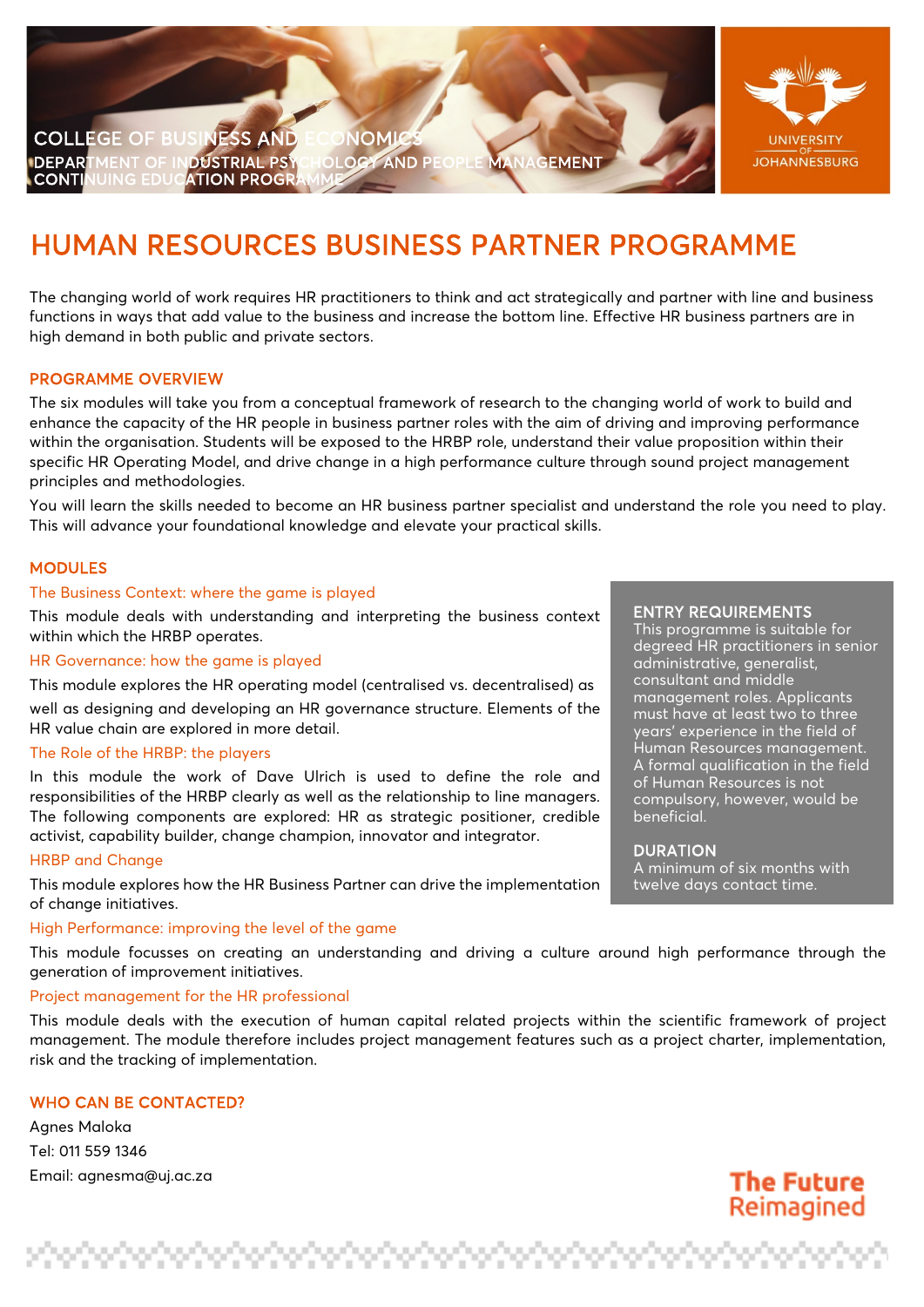COLLEGE OF BUSINESS AND ECONOMICS
DEPARTMENT OF INDUSTRIAL PSYCHOLOGY AND PEOPLE MANAGEMENT
CONTINUING EDUCATION PROGRAMME

UNIVERSITY OF JOHANNESBURG

# HUMAN RESOURCES BUSINESS PARTNER PROGRAMME

The changing world of work requires HR practitioners to think and act strategically and partner with line and business functions in ways that add value to the business and increase the bottom line. Effective HR business partners are in high demand in both public and private sectors.

## PROGRAMME OVERVIEW

The six modules will take you from a conceptual framework of research to the changing world of work to build and enhance the capacity of the HR people in business partner roles with the aim of driving and improving performance within the organisation. Students will be exposed to the HRBP role, understand their value proposition within their specific HR Operating Model, and drive change in a high performance culture through sound project management principles and methodologies.

You will learn the skills needed to become an HR business partner specialist and understand the role you need to play. This will advance your foundational knowledge and elevate your practical skills.

## MODULES

### The Business Context: where the game is played

This module deals with understanding and interpreting the business context within which the HRBP operates.

### HR Governance: how the game is played

This module explores the HR operating model (centralised vs. decentralised) as well as designing and developing an HR governance structure. Elements of the HR value chain are explored in more detail.

### The Role of the HRBP: the players

In this module the work of Dave Ulrich is used to define the role and responsibilities of the HRBP clearly as well as the relationship to line managers. The following components are explored: HR as strategic positioner, credible activist, capability builder, change champion, innovator and integrator.

### HRBP and Change

This module explores how the HR Business Partner can drive the implementation of change initiatives.

### High Performance: improving the level of the game

This module focusses on creating an understanding and driving a culture around high performance through the generation of improvement initiatives.

### Project management for the HR professional

This module deals with the execution of human capital related projects within the scientific framework of project management. The module therefore includes project management features such as a project charter, implementation, risk and the tracking of implementation.

## ENTRY REQUIREMENTS

This programme is suitable for degreed HR practitioners in senior administrative, generalist, consultant and middle management roles. Applicants must have at least two to three years' experience in the field of Human Resources management. A formal qualification in the field of Human Resources is not compulsory, however, would be beneficial.

## DURATION

A minimum of six months with twelve days contact time.

## WHO CAN BE CONTACTED?

Agnes Maloka
Tel: 011 559 1346
Email: agnesma@uj.ac.za

The Future Reimagined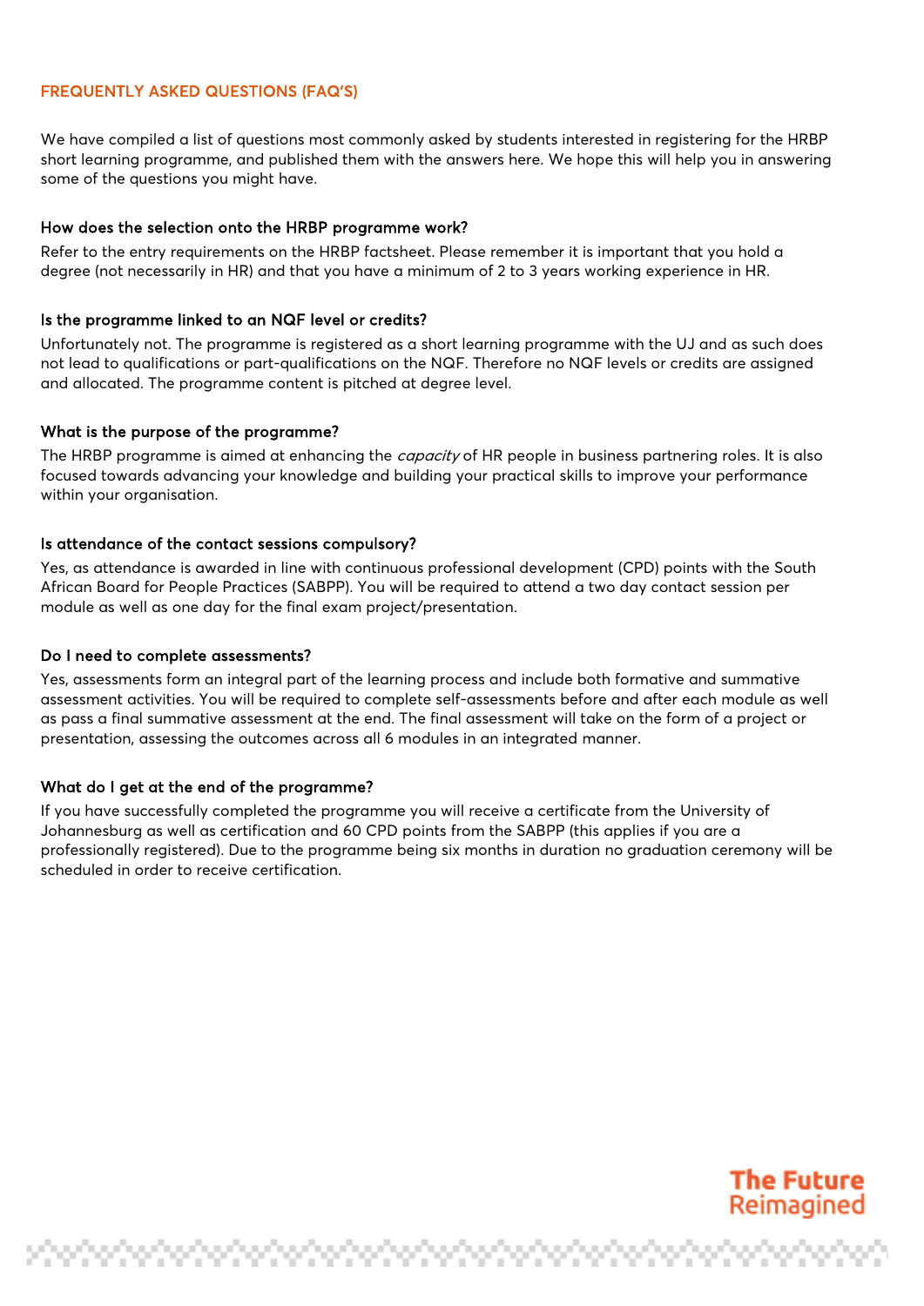## FREQUENTLY ASKED QUESTIONS (FAQ'S)

We have compiled a list of questions most commonly asked by students interested in registering for the HRBP short learning programme, and published them with the answers here. We hope this will help you in answering some of the questions you might have.

### How does the selection onto the HRBP programme work?

Refer to the entry requirements on the HRBP factsheet. Please remember it is important that you hold a degree (not necessarily in HR) and that you have a minimum of 2 to 3 years working experience in HR.

### Is the programme linked to an NQF level or credits?

Unfortunately not. The programme is registered as a short learning programme with the UJ and as such does not lead to qualifications or part-qualifications on the NQF. Therefore no NQF levels or credits are assigned and allocated. The programme content is pitched at degree level.

### What is the purpose of the programme?

The HRBP programme is aimed at enhancing the *capacity* of HR people in business partnering roles. It is also focused towards advancing your knowledge and building your practical skills to improve your performance within your organisation.

### Is attendance of the contact sessions compulsory?

Yes, as attendance is awarded in line with continuous professional development (CPD) points with the South African Board for People Practices (SABPP). You will be required to attend a two day contact session per module as well as one day for the final exam project/presentation.

### Do I need to complete assessments?

Yes, assessments form an integral part of the learning process and include both formative and summative assessment activities. You will be required to complete self-assessments before and after each module as well as pass a final summative assessment at the end. The final assessment will take on the form of a project or presentation, assessing the outcomes across all 6 modules in an integrated manner.

### What do I get at the end of the programme?

If you have successfully completed the programme you will receive a certificate from the University of Johannesburg as well as certification and 60 CPD points from the SABPP (this applies if you are a professionally registered). Due to the programme being six months in duration no graduation ceremony will be scheduled in order to receive certification.

The Future Reimagined